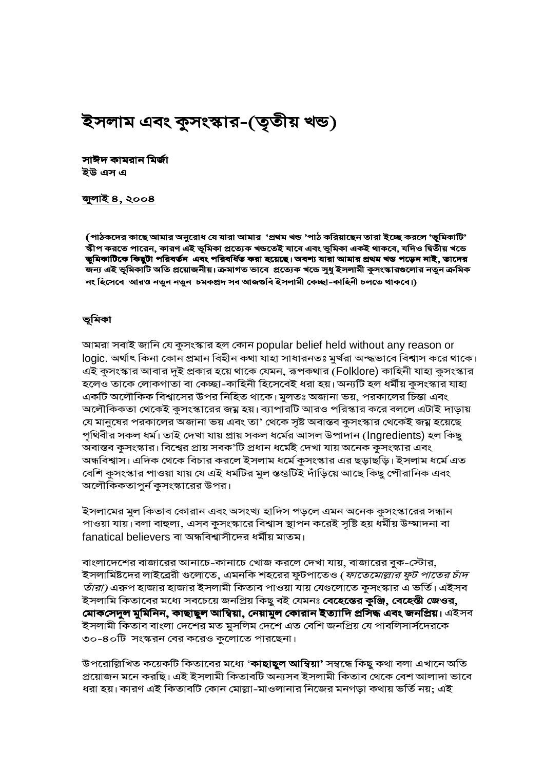# ইসলাম এবং কুসংস্কার-(তৃতীয় খন্ড)

**সাঈদ কামরান মির্জা**
**ইউ এস এ**

**জুলাই ৪, ২০০৪**

**(পাঠকদের কাছে আমার অনুরোধ যে যারা আমার 'প্রথম খন্ড 'পাঠ করিয়াছেন তারা ইচ্ছে করলে 'ভূমিকাটি' স্কীপ করতে পারেন, কারণ এই ভূমিকা প্রত্যেক খন্ডতেই যাবে এবং ভূমিকা একই থাকবে, যদিও দ্বিতীয় খন্ডে ভূমিকাটিকে কিছুটা পরিবর্তন এবং পরিবর্ধিত করা হয়েছে। অবশ্য যারা আমার প্রথম খন্ড পড়েন নাই, তাদের জন্য এই ভূমিকাটি অতি প্রয়োজনীয়। ক্রমাগত ভাবে প্রত্যেক খন্ডে সুধু ইসলামী কুসংস্কারগুলোর নতুন ক্রমিক নং হিসেবে আরও নতুন নতুন চমকপ্রদ সব আজগুবি ইসলামী কেচ্ছা-কাহিনী চলতে থাকবে।)**

## ভূমিকা

আমরা সবাই জানি যে কুসংস্কার হল কোন popular belief held without any reason or logic. অর্থাৎ কিনা কোন প্রমান বিহীন কথা যাহা সাধারনতঃ মুর্খরা অন্ধভাবে বিশ্বাস করে থাকে। এই কুসংস্কার আবার দুই প্রকার হয়ে থাকে যেমন, রূপকথার (Folklore) কাহিনী যাহা কুসংস্কার হলেও তাকে লোকগাতা বা কেচ্ছা-কাহিনী হিসেবেই ধরা হয়। অন্যটি হল ধর্মীয় কুসংস্কার যাহা একটি অলৌকিক বিশ্বাসের উপর নিহিত থাকে। মুলতঃ অজানা ভয়, পরকালের চিন্তা এবং অলৌকিকতা থেকেই কুসংস্কারের জন্ম হয়। ব্যাপারটি আরও পরিস্কার করে বললে এটাই দাড়ায় যে মানুষের পরকালের অজানা ভয় এবং তা' থেকে সৃষ্ট অবাস্তব কুসংস্কার থেকেই জন্ম হয়েছে পৃথিবীর সকল ধর্ম। তাই দেখা যায় প্রায় সকল ধর্মের আসল উপাদান (Ingredients) হল কিছু অবাস্তব কুসংস্কার। বিশ্বের প্রায় সবক'টি প্রধান ধর্মেই দেখা যায় অনেক কুসংস্কার এবং অন্ধবিশ্বাস। এদিক থেকে বিচার করলে ইসলাম ধর্মে কুসংস্কার এর ছড়াছড়ি। ইসলাম ধর্মে এত বেশি কুসংস্কার পাওয়া যায় যে এই ধর্মটির মুল স্তম্ভটিই দাঁড়িয়ে আছে কিছু পৌরানিক এবং অলৌকিকতাপুর্ন কুসংস্কারের উপর।

ইসলামের মুল কিতাব কোরান এবং অসংখ্য হাদিস পড়লে এমন অনেক কুসংস্কারের সন্ধান পাওয়া যায়। বলা বাহুল্য, এসব কুসংস্কারে বিশ্বাস স্থাপন করেই সৃষ্টি হয় ধর্মীয় উম্মাদনা বা fanatical believers বা অন্ধবিশ্বাসীদের ধর্মীয় মাতম।

বাংলাদেশের বাজারের আনাচে-কানাচে খোজ করলে দেখা যায়, বাজারের বুক-স্টোর, ইসলামিষ্টদের লাইব্রেরী গুলোতে, এমনকি শহরের ফুটপাতেও (*ফাতেমোল্লার ফুট পাতের চাঁদ তাঁরা)* এরুপ হাজার হাজার ইসলামী কিতাব পাওয়া যায় যেগুলোতে কুসংস্কার এ ভর্তি। এইসব ইসলামি কিতাবের মধ্যে সবচেয়ে জনপ্রিয় কিছু বই যেমনঃ **বেহেস্তের কুঞ্জি, বেহেস্তী জেওর, মোকসেদুল মুমিনিন, কাছাছুল আম্বিয়া, নেয়ামুল কোরান ইত্যাদি প্রসিদ্ধ এবং জনপ্রিয়।** এইসব ইসলামী কিতাব বাংলা দেশের মত মুসলিম দেশে এত বেশি জনপ্রিয় যে পাবলিসার্সদেরকে ৩০-৪০টি সংস্করন বের করেও কুলোতে পারছেনা।

উপরোল্লিখিত কয়েকটি কিতাবের মধ্যে '**কাছাছুল আম্বিয়া'** সম্বন্ধে কিছু কথা বলা এখানে অতি প্রয়োজন মনে করছি। এই ইসলামী কিতাবটি অন্যসব ইসলামী কিতাব থেকে বেশ আলাদা ভাবে ধরা হয়। কারণ এই কিতাবটি কোন মোল্লা-মাওলানার নিজের মনগড়া কথায় ভর্তি নয়; এই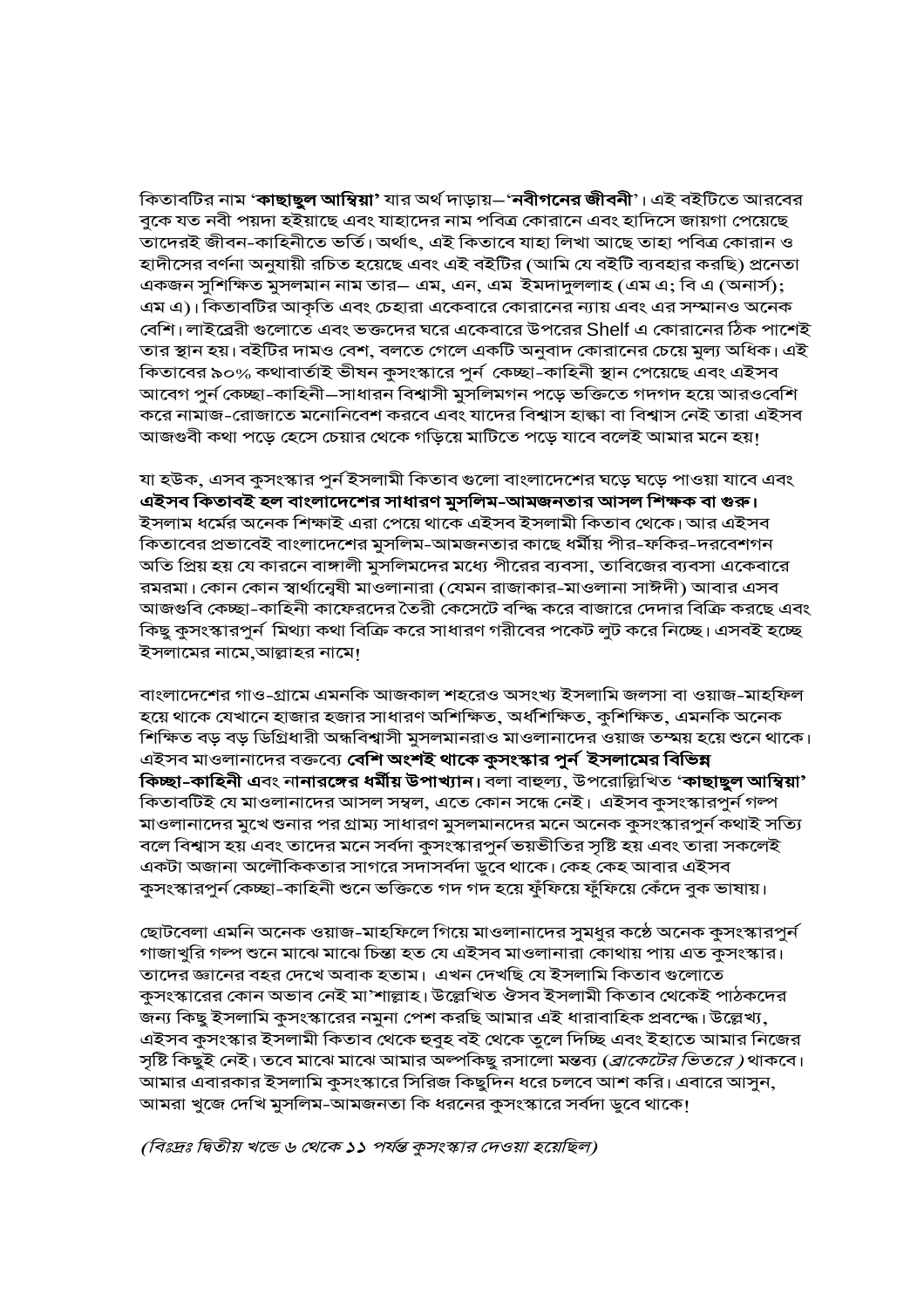কিতাবটির নাম '**কাছাছুল আম্বিয়া**' যার অর্থ দাড়ায়–'**নবীগনের জীবনী**'। এই বইটিতে আরবের বুকে যত নবী পয়দা হইয়াছে এবং যাহাদের নাম পবিত্র কোরানে এবং হাদিসে জায়গা পেয়েছে তাদেরই জীবন-কাহিনীতে ভর্তি। অর্থাৎ, এই কিতাবে যাহা লিখা আছে তাহা পবিত্র কোরান ও হাদীসের বর্ণনা অনুযায়ী রচিত হয়েছে এবং এই বইটির (আমি যে বইটি ব্যবহার করছি) প্রনেতা একজন সুশিক্ষিত মুসলমান নাম তার– এম, এন, এম ইমদাদুললাহ (এম এ; বি এ (অনার্স); এম এ)। কিতাবটির আকৃতি এবং চেহারা একেবারে কোরানের ন্যায় এবং এর সম্মানও অনেক বেশি। লাইব্রেরী গুলোতে এবং ভক্তদের ঘরে একেবারে উপরের Shelf এ কোরানের ঠিক পাশেই তার স্থান হয়। বইটির দামও বেশ, বলতে গেলে একটি অনুবাদ কোরানের চেয়ে মুল্য অধিক। এই কিতাবের ৯০% কথাবার্তাই ভীষন কুসংস্কারে পুর্ন কেচ্ছা-কাহিনী স্থান পেয়েছে এবং এইসব আবেগ পুর্ন কেচ্ছা-কাহিনী–সাধারন বিশ্বাসী মুসলিমগন পড়ে ভক্তিতে গদগদ হয়ে আরওবেশি করে নামাজ-রোজাতে মনোনিবেশ করবে এবং যাদের বিশ্বাস হাল্কা বা বিশ্বাস নেই তারা এইসব আজগুবী কথা পড়ে হেসে চেয়ার থেকে গড়িয়ে মাটিতে পড়ে যাবে বলেই আমার মনে হয়!

যা হউক, এসব কুসংস্কার পুর্ন ইসলামী কিতাব গুলো বাংলাদেশের ঘড়ে ঘড়ে পাওয়া যাবে এবং **এইসব কিতাবই হল বাংলাদেশের সাধারণ মুসলিম-আমজনতার আসল শিক্ষক বা গুরু।** ইসলাম ধর্মের অনেক শিক্ষাই এরা পেয়ে থাকে এইসব ইসলামী কিতাব থেকে। আর এইসব কিতাবের প্রভাবেই বাংলাদেশের মুসলিম-আমজনতার কাছে ধর্মীয় পীর-ফকির-দরবেশগন অতি প্রিয় হয় যে কারনে বাঙ্গালী মুসলিমদের মধ্যে পীরের ব্যবসা, তাবিজের ব্যবসা একেবারে রমরমা। কোন কোন স্বার্থান্বেষী মাওলানারা (যেমন রাজাকার-মাওলানা সাঈদী) আবার এসব আজগুবি কেচ্ছা-কাহিনী কাফেরদের তৈরী কেসেটে বন্দ্বি করে বাজারে দেদার বিক্রি করছে এবং কিছু কুসংস্কারপুর্ন মিথ্যা কথা বিক্রি করে সাধারণ গরীবের পকেট লুট করে নিচ্ছে। এসবই হচ্ছে ইসলামের নামে,আল্লাহর নামে!

বাংলাদেশের গাও-গ্রামে এমনকি আজকাল শহরেও অসংখ্য ইসলামি জলসা বা ওয়াজ-মাহফিল হয়ে থাকে যেখানে হাজার হাজার সাধারণ অশিক্ষিত, অর্ধশিক্ষিত, কুশিক্ষিত, এমনকি অনেক শিক্ষিত বড় বড় ডিগ্রিধারী অন্ধবিশ্বাসী মুসলমানরাও মাওলানাদের ওয়াজ তম্ময় হয়ে শুনে থাকে। এইসব মাওলানাদের বক্তব্যে **বেশি অংশই থাকে কুসংস্কার পুর্ন ইসলামের বিভিন্ন কিচ্ছা-কাহিনী** এবং **নানারঙ্গের ধর্মীয় উপাখ্যান**। বলা বাহুল্য, উপরোল্লিখিত '**কাছাছুল আম্বিয়া**' কিতাবটিই যে মাওলানাদের আসল সম্বল, এতে কোন সন্দে নেই। এইসব কুসংস্কারপুর্ন গল্প মাওলানাদের মুখে শুনার পর গ্রাম্য সাধারণ মুসলমানদের মনে অনেক কুসংস্কারপুর্ন কথাই সত্যি বলে বিশ্বাস হয় এবং তাদের মনে সর্বদা কুসংস্কারপুর্ন ভয়ভীতির সৃষ্টি হয় এবং তারা সকলেই একটা অজানা অলৌকিকতার সাগরে সদাসর্বদা ডুবে থাকে। কেহ কেহ আবার এইসব কুসংস্কারপুর্ন কেচ্ছা-কাহিনী শুনে ভক্তিতে গদ গদ হয়ে ফুঁফিয়ে ফুঁফিয়ে কেঁদে বুক ভাষায়।

ছোটবেলা এমনি অনেক ওয়াজ-মাহফিলে গিয়ে মাওলানাদের সুমধুর কন্ঠে অনেক কুসংস্কারপুর্ন গাজাখুরি গল্প শুনে মাঝে মাঝে চিন্তা হত যে এইসব মাওলানারা কোথায় পায় এত কুসংস্কার। তাদের জ্ঞানের বহর দেখে অবাক হতাম। এখন দেখছি যে ইসলামি কিতাব গুলোতে কুসংস্কারের কোন অভাব নেই মা'শাল্লাহ। উল্লেখিত ঔসব ইসলামী কিতাব থেকেই পাঠকদের জন্য কিছু ইসলামি কুসংস্কারের নমুনা পেশ করছি আমার এই ধারাবাহিক প্রবন্দ্ধে। উল্লেখ্য, এইসব কুসংস্কার ইসলামী কিতাব থেকে হুবুহ বই থেকে তুলে দিচ্ছি এবং ইহাতে আমার নিজের সৃষ্টি কিছুই নেই। তবে মাঝে মাঝে আমার অল্পকিছু রসালো মন্তব্য (*ব্রাকেটের ভিতরে*) থাকবে। আমার এবারকার ইসলামি কুসংস্কারে সিরিজ কিছুদিন ধরে চলবে আশ করি। এবারে আসুন, আমরা খুজে দেখি মুসলিম-আমজনতা কি ধরনের কুসংস্কারে সর্বদা ডুবে থাকে!

*(বিঃদ্রঃ দ্বিতীয় খন্ডে ৬ থেকে ১১ পর্যন্ত কুসংস্কার দেওয়া হয়েছিল)*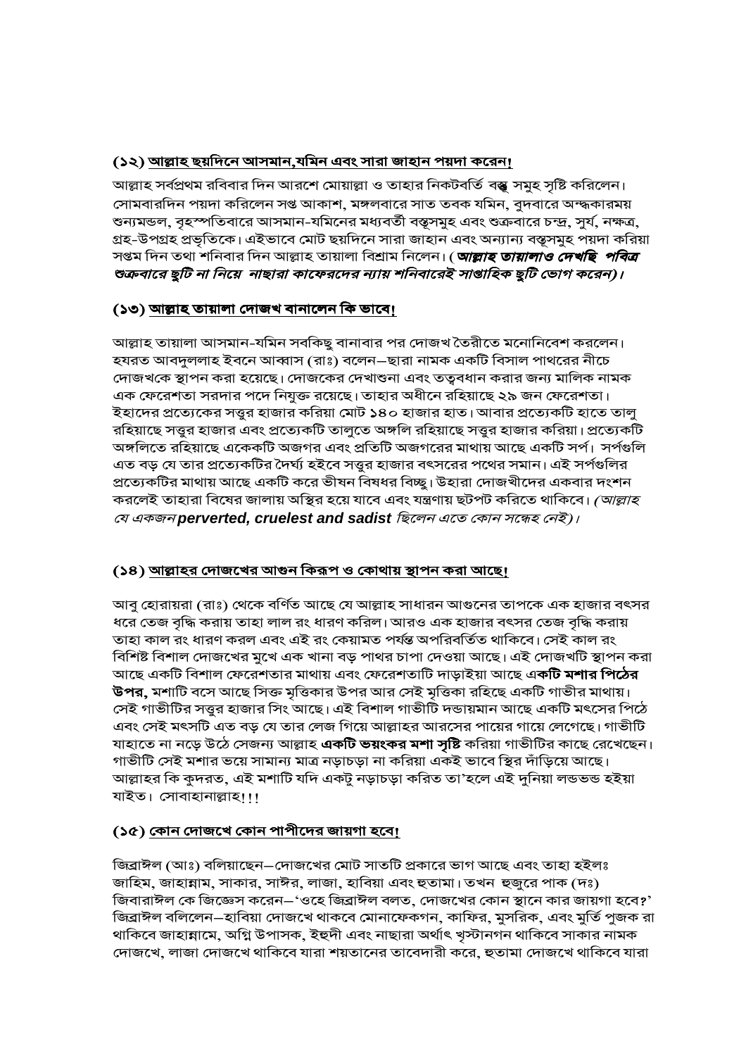**(১২) আল্লাহ ছয়দিনে আসমান,যমিন এবং সারা জাহান পয়দা করেন!**

আল্লাহ সর্বপ্রথম রবিবার দিন আরশে মোয়াল্লা ও তাহার নিকটবর্তি বস্তু সমুহ সৃষ্টি করিলেন। সোমবারদিন পয়দা করিলেন সপ্ত আকাশ, মঙ্গলবারে সাত তবক যমিন, বুদবারে অন্ধকারময় শুন্যমন্ডল, বৃহস্পতিবারে আসমান-যমিনের মধ্যবর্তী বস্তুসমুহ এবং শুক্রবারে চন্দ্র, সুর্য, নক্ষত্র, গ্রহ-উপগ্রহ প্রভৃতিকে। এইভাবে মোট ছয়দিনে সারা জাহান এবং অন্যান্য বস্তুসমুহ পয়দা করিয়া সপ্তম দিন তথা শনিবার দিন আল্লাহ তায়ালা বিশ্রাম নিলেন। ***(আল্লাহ তায়ালাও দেখছি পবিত্র শুক্রবারে ছুটি না নিয়ে নাছারা কাফেরদের ন্যায় শনিবারেই সাপ্তাহিক ছুটি ভোগ করেন)।***

**(১৩) আল্লাহ তায়ালা দোজখ বানালেন কি ভাবে!**

আল্লাহ তায়ালা আসমান-যমিন সবকিছু বানাবার পর দোজখ তৈরীতে মনোনিবেশ করলেন। হযরত আবদুললাহ ইবনে আব্বাস (রাঃ) বলেন–ছারা নামক একটি বিসাল পাথরের নীচে দোজখকে স্থাপন করা হয়েছে। দোজকের দেখাশুনা এবং তত্ত্বধান করার জন্য মালিক নামক এক ফেরেশতা সরদার পদে নিযুক্ত রয়েছে। তাহার অধীনে রহিয়াছে ২৯ জন ফেরেশতা। ইহাদের প্রত্যেকের সত্তুর হাজার করিয়া মোট ১৪০ হাজার হাত। আবার প্রত্যেকটি হাতে তালু রহিয়াছে সত্তুর হাজার এবং প্রত্যেকটি তালুতে অঙ্গলি রহিয়াছে সত্তুর হাজার করিয়া। প্রত্যেকটি অঙ্গলিতে রহিয়াছে একেকটি অজগর এবং প্রতিটি অজগরের মাথায় আছে একটি সর্প। সর্পগুলি এত বড় যে তার প্রত্যেকটির দৈর্ঘ্য হইবে সত্তুর হাজার বৎসরের পথের সমান। এই সর্পগুলির প্রত্যেকটির মাথায় আছে একটি করে ভীষন বিষধর বিচ্ছু। উহারা দোজখীদের একবার দংশন করলেই তাহারা বিষের জালায় অস্থির হয়ে যাবে এবং যন্ত্রণায় ছটপট করিতে থাকিবে। *(আল্লাহ যে একজন* ***perverted, cruelest and sadist*** *ছিলেন এতে কোন সন্ধেহ নেই)।*

**(১৪) আল্লাহর দোজখের আগুন কিরূপ ও কোথায় স্থাপন করা আছে!**

আবু হোরায়রা (রাঃ) থেকে বর্ণিত আছে যে আল্লাহ সাধারন আগুনের তাপকে এক হাজার বৎসর ধরে তেজ বৃদ্ধি করায় তাহা লাল রং ধারণ করিল। আরও এক হাজার বৎসর তেজ বৃদ্ধি করায় তাহা কাল রং ধারণ করল এবং এই রং কেয়ামত পর্যন্ত অপরিবর্তিত থাকিবে। সেই কাল রং বিশিষ্ট বিশাল দোজখের মুখে এক খানা বড় পাথর চাপা দেওয়া আছে। এই দোজখটি স্থাপন করা আছে একটি বিশাল ফেরেশতার মাথায় এবং ফেরেশতাটি দাড়াইয়া আছে **একটি মশার পিঠের উপর,** মশাটি বসে আছে সিক্ত মৃত্তিকার উপর আর সেই মৃত্তিকা রহিছে একটি গাভীর মাথায়। সেই গাভীটির সত্তুর হাজার সিং আছে। এই বিশাল গাভীটি দন্ডায়মান আছে একটি মৎসের পিঠে এবং সেই মৎসটি এত বড় যে তার লেজ গিয়ে আল্লাহর আরসের পায়ের গায়ে লেগেছে। গাভীটি যাহাতে না নড়ে উঠে সেজন্য আল্লাহ **একটি ভয়ংকর মশা সৃষ্টি** করিয়া গাভীটির কাছে রেখেছেন। গাভীটি সেই মশার ভয়ে সামান্য মাত্র নড়াচড়া না করিয়া একই ভাবে স্থির দাঁড়িয়ে আছে। আল্লাহর কি কুদরত, এই মশাটি যদি একটু নড়াচড়া করিত তা'হলে এই দুনিয়া লন্ডভন্ড হইয়া যাইত। সোবাহানাল্লাহ!!!

**(১৫) কোন দোজখে কোন পাপীদের জায়গা হবে!**

জিব্রাঈল (আঃ) বলিয়াছেন–দোজখের মোট সাতটি প্রকারে ভাগ আছে এবং তাহা হইলঃ জাহিম, জাহান্নাম, সাকার, সাঈর, লাজা, হাবিয়া এবং হুতামা। তখন হুজুরে পাক (দঃ) জিবারাঈল কে জিজ্ঞেস করেন–'ওহে জিব্রাঈল বলত, দোজখের কোন স্থানে কার জায়গা হবে?' জিব্রাঈল বলিলেন–হাবিয়া দোজখে থাকবে মোনাফেকগন, কাফির, মুসরিক, এবং মুর্তি পুজক রা থাকিবে জাহান্নামে, অগ্নি উপাসক, ইহুদী এবং নাছারা অর্থাৎ খৃস্টানগন থাকিবে সাকার নামক দোজখে, লাজা দোজখে থাকিবে যারা শয়তানের তাবেদারী করে, হুতামা দোজখে থাকিবে যারা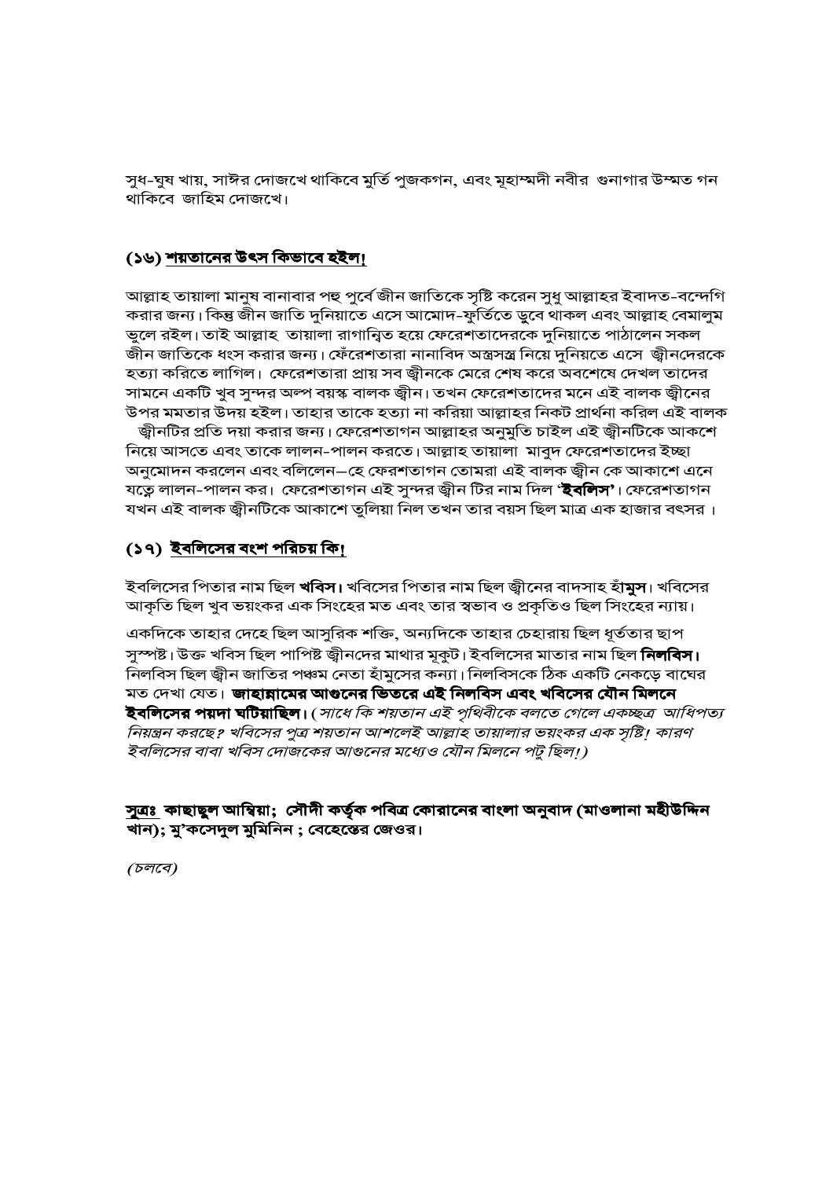সুধ-ঘুষ খায়, সাঈর দোজখে থাকিবে মুর্তি পুজকগন, এবং মুহাম্মদী নবীর গুনাগার উম্মত গন থাকিবে জাহিম দোজখে।

### (১৬) শয়তানের উৎস কিভাবে হইল!

আল্লাহ তায়ালা মানুষ বানাবার পহু পুর্বে জীন জাতিকে সৃষ্টি করেন সুধু আল্লাহর ইবাদত-বন্দেগি করার জন্য। কিন্তু জীন জাতি দুনিয়াতে এসে আমোদ-ফুর্তিতে ডুবে থাকল এবং আল্লাহ বেমালুম ভুলে রইল। তাই আল্লাহ তায়ালা রাগান্বিত হয়ে ফেরেশতাদেরকে দুনিয়াতে পাঠালেন সকল জীন জাতিকে ধংস করার জন্য। ফেঁরেশতারা নানাবিদ অস্ত্রসস্ত্র নিয়ে দুনিয়তে এসে জ্বীনদেরকে হত্যা করিতে লাগিল। ফেরেশতারা প্রায় সব জ্বীনকে মেরে শেষ করে অবশেষে দেখল তাদের সামনে একটি খুব সুন্দর অল্প বয়স্ক বালক জ্বীন। তখন ফেরেশতাদের মনে এই বালক জ্বীনের উপর মমতার উদয় হইল। তাহার তাকে হত্যা না করিয়া আল্লাহর নিকট প্রার্থনা করিল এই বালক জ্বীনটির প্রতি দয়া করার জন্য। ফেরেশতাগন আল্লাহর অনুমুতি চাইল এই জ্বীনটিকে আকশে নিয়ে আসতে এবং তাকে লালন-পালন করতে। আল্লাহ তায়ালা মাবুদ ফেরেশতাদের ইচ্ছা অনুমোদন করলেন এবং বলিলেন—হে ফেরশতাগন তোমরা এই বালক জ্বীন কে আকাশে এনে যত্নে লালন-পালন কর। ফেরেশতাগন এই সুন্দর জ্বীন টির নাম দিল '**ইবলিস**'। ফেরেশতাগন যখন এই বালক জ্বীনটিকে আকাশে তুলিয়া নিল তখন তার বয়স ছিল মাত্র এক হাজার বৎসর।

### (১৭) ইবলিসের বংশ পরিচয় কি!

ইবলিসের পিতার নাম ছিল **খবিস।** খবিসের পিতার নাম ছিল জ্বীনের বাদসাহ **হাঁমুস**। খবিসের আকৃতি ছিল খুব ভয়ংকর এক সিংহের মত এবং তার স্বভাব ও প্রকৃতিও ছিল সিংহের ন্যায়।

একদিকে তাহার দেহে ছিল আসুরিক শক্তি, অন্যদিকে তাহার চেহারায় ছিল ধূর্ততার ছাপ সুস্পষ্ট। উক্ত খবিস ছিল পাপিষ্ঠ জ্বীনদের মাথার মূকুট। ইবলিসের মাতার নাম ছিল **নিলবিস।** নিলবিস ছিল জ্বীন জাতির পঞ্চম নেতা হাঁমুসের কন্যা। নিলবিসকে ঠিক একটি নেকড়ে বাঘের মত দেখা যেত। **জাহান্নামের আগুনের ভিতরে এই নিলবিস এবং খবিসের যৌন মিলনে ইবলিসের পয়দা ঘটিয়াছিল।** *(সাধে কি শয়তান এই পৃথিবীকে বলতে গেলে একচ্ছত্র আধিপত্য নিয়ন্ত্রন করছে? খবিসের পুত্র শয়তান আশলেই আল্লাহ তায়ালার ভয়ংকর এক সৃষ্টি! কারণ ইবলিসের বাবা খবিস দোজকের আগুনের মধ্যেও যৌন মিলনে পটু ছিল!)*

**সুত্রঃ কাছাছুল আম্বিয়া; সৌদী কর্তৃক পবিত্র কোরানের বাংলা অনুবাদ (মাওলানা মহীউদ্দিন খান); মু'কসেদুল মুমিনিন ; বেহেস্তের জেওর।**

*(চলবে)*